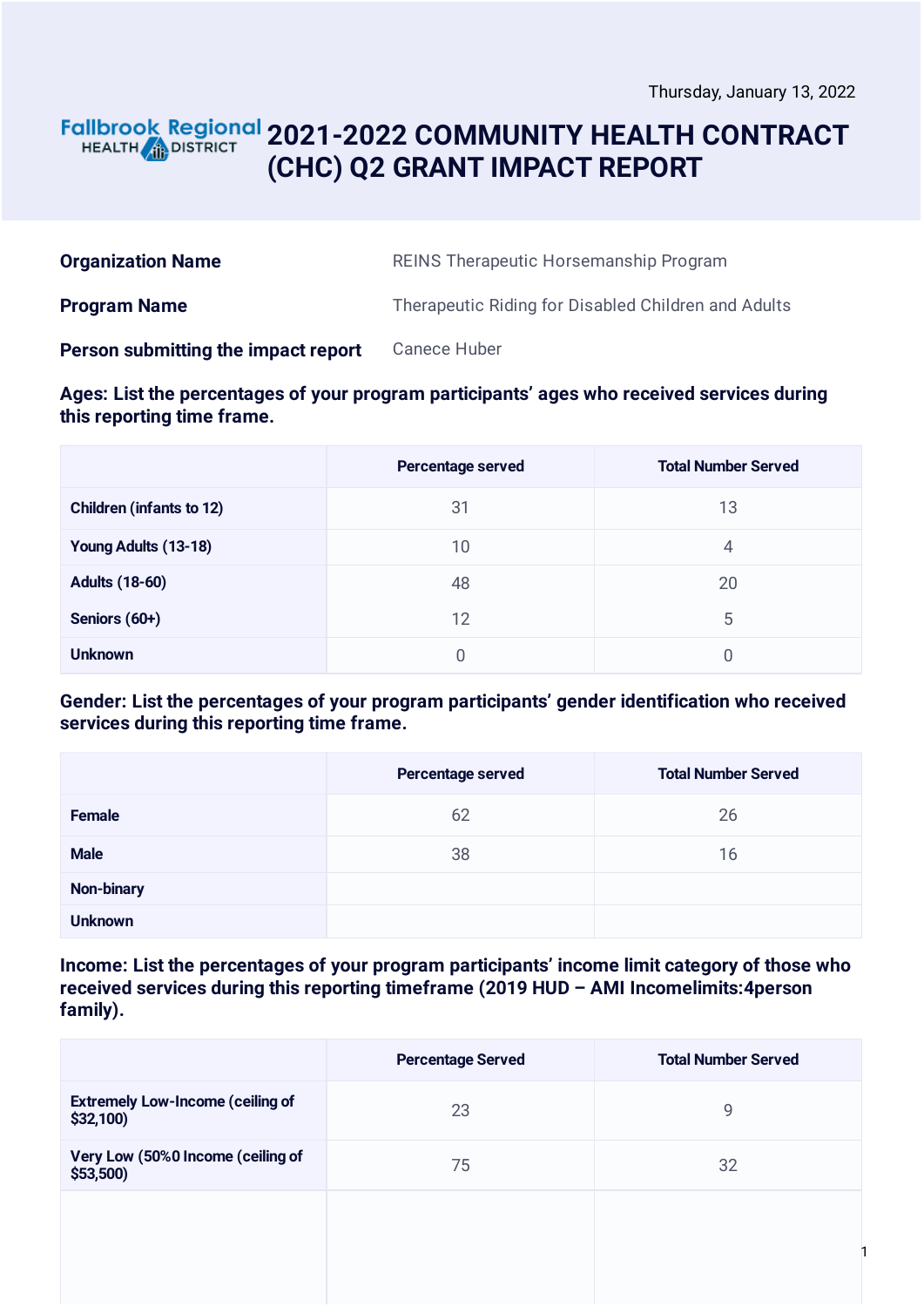Thursday, January 13, 2022

Fallbrook Regional HEALTH DISTRICT

# 2021-2022 COMMUNITY HEALTH CONTRACT (CHC) Q2 GRANT IMPACT REPORT

| | |
|---|---|
| **Organization Name** | REINS Therapeutic Horsemanship Program |
| **Program Name** | Therapeutic Riding for Disabled Children and Adults |
| **Person submitting the impact report** | Canece Huber |

**Ages: List the percentages of your program participants' ages who received services during this reporting time frame.**

| | Percentage served | Total Number Served |
|---|---|---|
| **Children (infants to 12)** | 31 | 13 |
| **Young Adults (13-18)** | 10 | 4 |
| **Adults (18-60)** | 48 | 20 |
| **Seniors (60+)** | 12 | 5 |
| **Unknown** | 0 | 0 |

**Gender: List the percentages of your program participants' gender identification who received services during this reporting time frame.**

| | Percentage served | Total Number Served |
|---|---|---|
| **Female** | 62 | 26 |
| **Male** | 38 | 16 |
| **Non-binary** | | |
| **Unknown** | | |

**Income: List the percentages of your program participants' income limit category of those who received services during this reporting timeframe (2019 HUD – AMI Incomelimits:4person family).**

| | Percentage Served | Total Number Served |
|---|---|---|
| **Extremely Low-Income (ceiling of $32,100)** | 23 | 9 |
| **Very Low (50%0 Income (ceiling of $53,500)** | 75 | 32 |
| | | |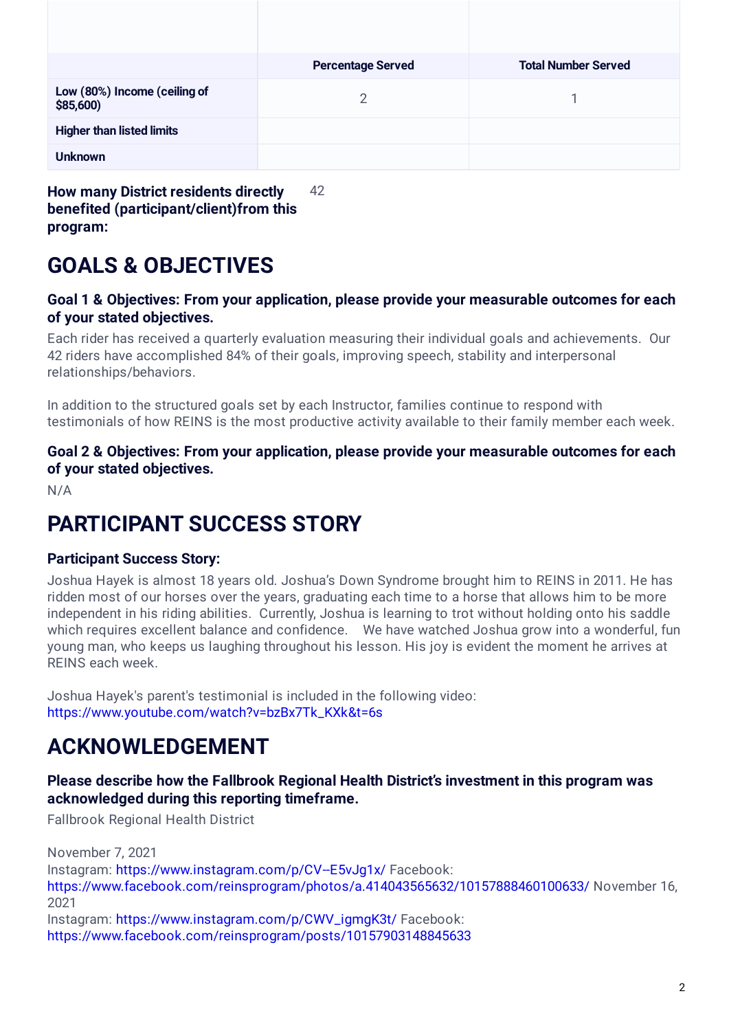| | Percentage Served | Total Number Served |
|---|---|---|
| **Low (80%) Income (ceiling of $85,600)** | 2 | 1 |
| **Higher than listed limits** | | |
| **Unknown** | | |

**How many District residents directly benefited (participant/client)from this program:** 42

# GOALS & OBJECTIVES

### Goal 1 & Objectives: From your application, please provide your measurable outcomes for each of your stated objectives.

Each rider has received a quarterly evaluation measuring their individual goals and achievements. Our 42 riders have accomplished 84% of their goals, improving speech, stability and interpersonal relationships/behaviors.

In addition to the structured goals set by each Instructor, families continue to respond with testimonials of how REINS is the most productive activity available to their family member each week.

### Goal 2 & Objectives: From your application, please provide your measurable outcomes for each of your stated objectives.

N/A

# PARTICIPANT SUCCESS STORY

### Participant Success Story:

Joshua Hayek is almost 18 years old. Joshua's Down Syndrome brought him to REINS in 2011. He has ridden most of our horses over the years, graduating each time to a horse that allows him to be more independent in his riding abilities. Currently, Joshua is learning to trot without holding onto his saddle which requires excellent balance and confidence. We have watched Joshua grow into a wonderful, fun young man, who keeps us laughing throughout his lesson. His joy is evident the moment he arrives at REINS each week.

Joshua Hayek's parent's testimonial is included in the following video: https://www.youtube.com/watch?v=bzBx7Tk_KXk&t=6s

# ACKNOWLEDGEMENT

### Please describe how the Fallbrook Regional Health District's investment in this program was acknowledged during this reporting timeframe.

Fallbrook Regional Health District

November 7, 2021
Instagram: https://www.instagram.com/p/CV--E5vJg1x/ Facebook: https://www.facebook.com/reinsprogram/photos/a.414043565632/10157888460100633/ November 16, 2021
Instagram: https://www.instagram.com/p/CWV_igmgK3t/ Facebook: https://www.facebook.com/reinsprogram/posts/10157903148845633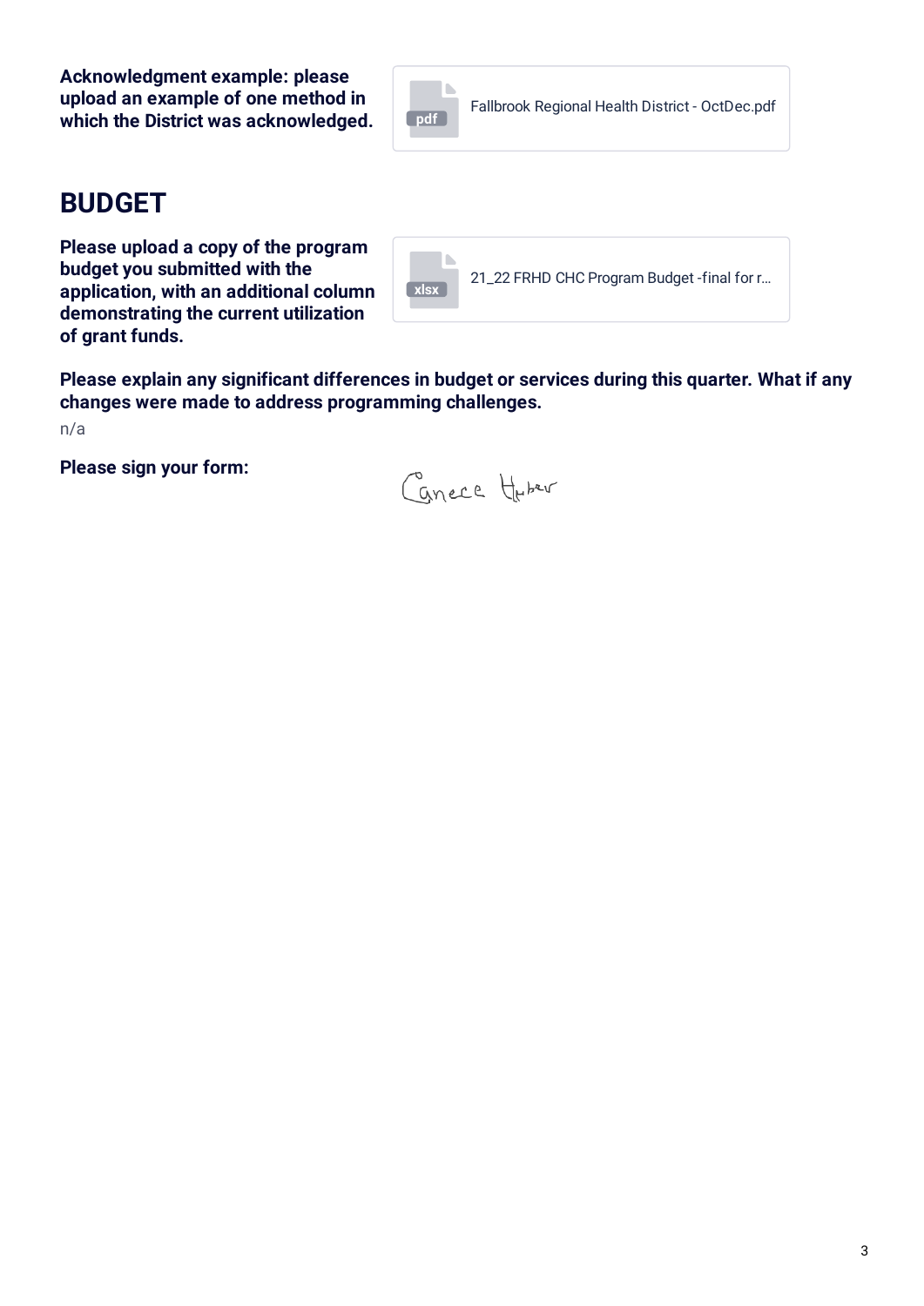**Acknowledgment example: please upload an example of one method in which the District was acknowledged.**

Fallbrook Regional Health District - OctDec.pdf

## BUDGET

**Please upload a copy of the program budget you submitted with the application, with an additional column demonstrating the current utilization of grant funds.**

21_22 FRHD CHC Program Budget -final for r...

**Please explain any significant differences in budget or services during this quarter. What if any changes were made to address programming challenges.**

n/a

**Please sign your form:**

Canece Huber